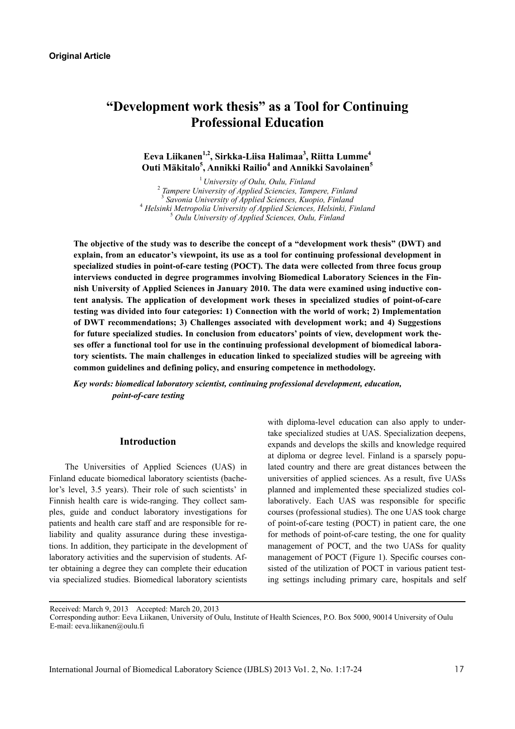**Original Article**

# "Development work thesis" as a Tool for Continuing Professional Education

**Eeva Liikanen[1,2], Sirkka-Liisa Halimaa[3], Riitta Lumme[4] Outi Mäkitalo[5], Annikki Railio[4] and Annikki Savolainen[5]**

[1] *University of Oulu, Oulu, Finland*
[2] *Tampere University of Applied Sciences, Tampere, Finland*
[3] *Savonia University of Applied Sciences, Kuopio, Finland*
[4] *Helsinki Metropolia University of Applied Sciences, Helsinki, Finland*
[5] *Oulu University of Applied Sciences, Oulu, Finland*

**The objective of the study was to describe the concept of a "development work thesis" (DWT) and explain, from an educator's viewpoint, its use as a tool for continuing professional development in specialized studies in point-of-care testing (POCT). The data were collected from three focus group interviews conducted in degree programmes involving Biomedical Laboratory Sciences in the Finnish University of Applied Sciences in January 2010. The data were examined using inductive content analysis. The application of development work theses in specialized studies of point-of-care testing was divided into four categories: 1) Connection with the world of work; 2) Implementation of DWT recommendations; 3) Challenges associated with development work; and 4) Suggestions for future specialized studies. In conclusion from educators' points of view, development work theses offer a functional tool for use in the continuing professional development of biomedical laboratory scientists. The main challenges in education linked to specialized studies will be agreeing with common guidelines and defining policy, and ensuring competence in methodology.**

***Key words: biomedical laboratory scientist, continuing professional development, education, point-of-care testing***

## Introduction

The Universities of Applied Sciences (UAS) in Finland educate biomedical laboratory scientists (bachelor's level, 3.5 years). Their role of such scientists' in Finnish health care is wide-ranging. They collect samples, guide and conduct laboratory investigations for patients and health care staff and are responsible for reliability and quality assurance during these investigations. In addition, they participate in the development of laboratory activities and the supervision of students. After obtaining a degree they can complete their education via specialized studies. Biomedical laboratory scientists with diploma-level education can also apply to undertake specialized studies at UAS. Specialization deepens, expands and develops the skills and knowledge required at diploma or degree level. Finland is a sparsely populated country and there are great distances between the universities of applied sciences. As a result, five UASs planned and implemented these specialized studies collaboratively. Each UAS was responsible for specific courses (professional studies). The one UAS took charge of point-of-care testing (POCT) in patient care, the one for methods of point-of-care testing, the one for quality management of POCT, and the two UASs for quality management of POCT (Figure 1). Specific courses consisted of the utilization of POCT in various patient testing settings including primary care, hospitals and self

Received: March 9, 2013 Accepted: March 20, 2013
Corresponding author: Eeva Liikanen, University of Oulu, Institute of Health Sciences, P.O. Box 5000, 90014 University of Oulu
E-mail: eeva.liikanen@oulu.fi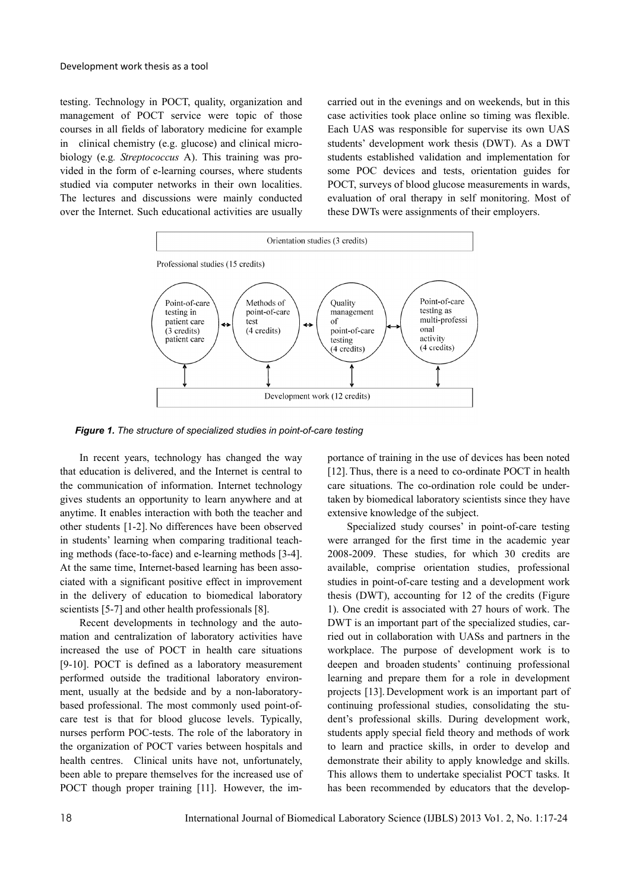testing. Technology in POCT, quality, organization and management of POCT service were topic of those courses in all fields of laboratory medicine for example in clinical chemistry (e.g. glucose) and clinical microbiology (e.g. *Streptococcus* A). This training was provided in the form of e-learning courses, where students studied via computer networks in their own localities. The lectures and discussions were mainly conducted over the Internet. Such educational activities are usually carried out in the evenings and on weekends, but in this case activities took place online so timing was flexible. Each UAS was responsible for supervise its own UAS students' development work thesis (DWT). As a DWT students established validation and implementation for some POC devices and tests, orientation guides for POCT, surveys of blood glucose measurements in wards, evaluation of oral therapy in self monitoring. Most of these DWTs were assignments of their employers.

Orientation studies (3 credits)

Professional studies (15 credits)

Point-of-care testing in patient care (3 credits) patient care ↔ Methods of point-of-care test (4 credits) ↔ Quality management of point-of-care testing (4 credits) ↔ Point-of-care testing as multi-professional activity (4 credits)

Development work (12 credits)

***Figure 1.*** *The structure of specialized studies in point-of-care testing*

In recent years, technology has changed the way that education is delivered, and the Internet is central to the communication of information. Internet technology gives students an opportunity to learn anywhere and at anytime. It enables interaction with both the teacher and other students [1-2]. No differences have been observed in students' learning when comparing traditional teaching methods (face-to-face) and e-learning methods [3-4]. At the same time, Internet-based learning has been associated with a significant positive effect in improvement in the delivery of education to biomedical laboratory scientists [5-7] and other health professionals [8].

Recent developments in technology and the automation and centralization of laboratory activities have increased the use of POCT in health care situations [9-10]. POCT is defined as a laboratory measurement performed outside the traditional laboratory environment, usually at the bedside and by a non-laboratory-based professional. The most commonly used point-of-care test is that for blood glucose levels. Typically, nurses perform POC-tests. The role of the laboratory in the organization of POCT varies between hospitals and health centres. Clinical units have not, unfortunately, been able to prepare themselves for the increased use of POCT though proper training [11]. However, the importance of training in the use of devices has been noted [12]. Thus, there is a need to co-ordinate POCT in health care situations. The co-ordination role could be undertaken by biomedical laboratory scientists since they have extensive knowledge of the subject.

Specialized study courses' in point-of-care testing were arranged for the first time in the academic year 2008-2009. These studies, for which 30 credits are available, comprise orientation studies, professional studies in point-of-care testing and a development work thesis (DWT), accounting for 12 of the credits (Figure 1). One credit is associated with 27 hours of work. The DWT is an important part of the specialized studies, carried out in collaboration with UASs and partners in the workplace. The purpose of development work is to deepen and broaden students' continuing professional learning and prepare them for a role in development projects [13]. Development work is an important part of continuing professional studies, consolidating the student's professional skills. During development work, students apply special field theory and methods of work to learn and practice skills, in order to develop and demonstrate their ability to apply knowledge and skills. This allows them to undertake specialist POCT tasks. It has been recommended by educators that the develop-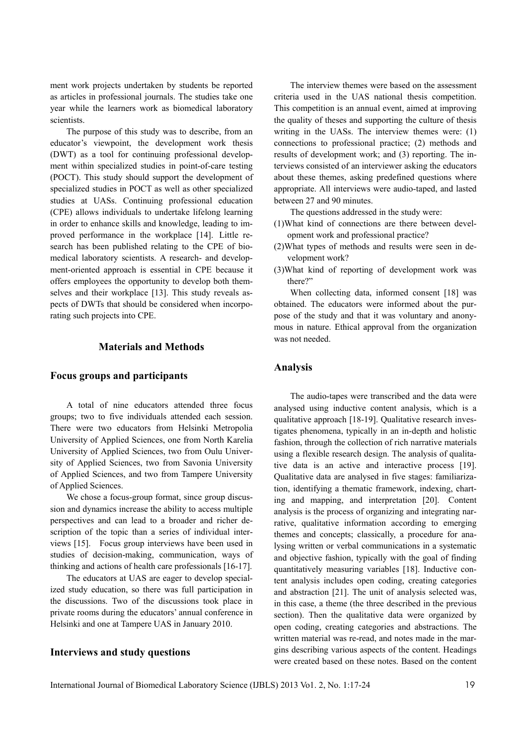ment work projects undertaken by students be reported as articles in professional journals. The studies take one year while the learners work as biomedical laboratory scientists.

The purpose of this study was to describe, from an educator's viewpoint, the development work thesis (DWT) as a tool for continuing professional development within specialized studies in point-of-care testing (POCT). This study should support the development of specialized studies in POCT as well as other specialized studies at UASs. Continuing professional education (CPE) allows individuals to undertake lifelong learning in order to enhance skills and knowledge, leading to improved performance in the workplace [14]. Little research has been published relating to the CPE of biomedical laboratory scientists. A research- and development-oriented approach is essential in CPE because it offers employees the opportunity to develop both themselves and their workplace [13]. This study reveals aspects of DWTs that should be considered when incorporating such projects into CPE.

## Materials and Methods

### Focus groups and participants

A total of nine educators attended three focus groups; two to five individuals attended each session. There were two educators from Helsinki Metropolia University of Applied Sciences, one from North Karelia University of Applied Sciences, two from Oulu University of Applied Sciences, two from Savonia University of Applied Sciences, and two from Tampere University of Applied Sciences.

We chose a focus-group format, since group discussion and dynamics increase the ability to access multiple perspectives and can lead to a broader and richer description of the topic than a series of individual interviews [15]. Focus group interviews have been used in studies of decision-making, communication, ways of thinking and actions of health care professionals [16-17].

The educators at UAS are eager to develop specialized study education, so there was full participation in the discussions. Two of the discussions took place in private rooms during the educators' annual conference in Helsinki and one at Tampere UAS in January 2010.

### Interviews and study questions

The interview themes were based on the assessment criteria used in the UAS national thesis competition. This competition is an annual event, aimed at improving the quality of theses and supporting the culture of thesis writing in the UASs. The interview themes were: (1) connections to professional practice; (2) methods and results of development work; and (3) reporting. The interviews consisted of an interviewer asking the educators about these themes, asking predefined questions where appropriate. All interviews were audio-taped, and lasted between 27 and 90 minutes.

The questions addressed in the study were:

(1) What kind of connections are there between development work and professional practice?

(2) What types of methods and results were seen in development work?

(3) What kind of reporting of development work was there?"

When collecting data, informed consent [18] was obtained. The educators were informed about the purpose of the study and that it was voluntary and anonymous in nature. Ethical approval from the organization was not needed.

### Analysis

The audio-tapes were transcribed and the data were analysed using inductive content analysis, which is a qualitative approach [18-19]. Qualitative research investigates phenomena, typically in an in-depth and holistic fashion, through the collection of rich narrative materials using a flexible research design. The analysis of qualitative data is an active and interactive process [19]. Qualitative data are analysed in five stages: familiarization, identifying a thematic framework, indexing, charting and mapping, and interpretation [20]. Content analysis is the process of organizing and integrating narrative, qualitative information according to emerging themes and concepts; classically, a procedure for analysing written or verbal communications in a systematic and objective fashion, typically with the goal of finding quantitatively measuring variables [18]. Inductive content analysis includes open coding, creating categories and abstraction [21]. The unit of analysis selected was, in this case, a theme (the three described in the previous section). Then the qualitative data were organized by open coding, creating categories and abstractions. The written material was re-read, and notes made in the margins describing various aspects of the content. Headings were created based on these notes. Based on the content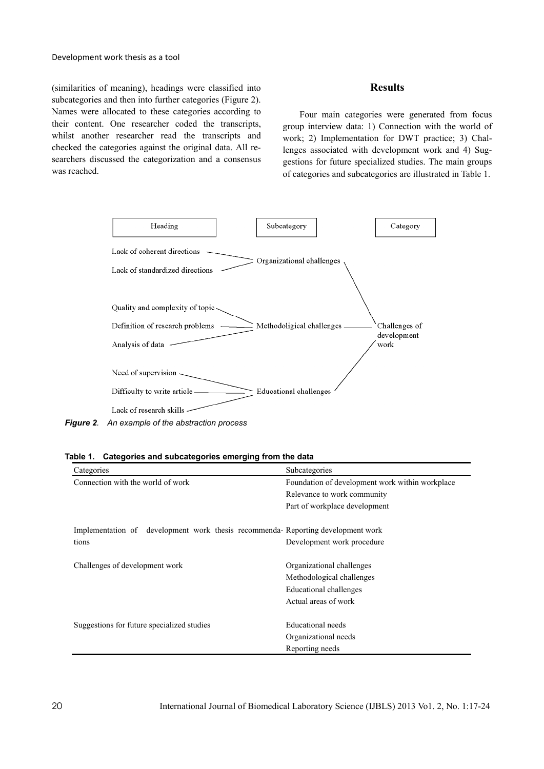(similarities of meaning), headings were classified into subcategories and then into further categories (Figure 2). Names were allocated to these categories according to their content. One researcher coded the transcripts, whilst another researcher read the transcripts and checked the categories against the original data. All researchers discussed the categorization and a consensus was reached.

## Results

Four main categories were generated from focus group interview data: 1) Connection with the world of work; 2) Implementation for DWT practice; 3) Challenges associated with development work and 4) Suggestions for future specialized studies. The main groups of categories and subcategories are illustrated in Table 1.

| Heading | Subcategory | Category |
|---|---|---|
| Lack of coherent directions | Organizational challenges | Challenges of development work |
| Lack of standardized directions | | |
| Quality and complexity of topic | Methodoligical challenges | |
| Definition of research problems | | |
| Analysis of data | | |
| Need of supervision | Educational challenges | |
| Difficulty to write article | | |
| Lack of research skills | | |

***Figure 2.*** *An example of the abstraction process*

**Table 1. Categories and subcategories emerging from the data**

| Categories | Subcategories |
|---|---|
| Connection with the world of work | Foundation of development work within workplace |
| | Relevance to work community |
| | Part of workplace development |
| Implementation of development work thesis recommendations | Reporting development work |
| | Development work procedure |
| Challenges of development work | Organizational challenges |
| | Methodological challenges |
| | Educational challenges |
| | Actual areas of work |
| Suggestions for future specialized studies | Educational needs |
| | Organizational needs |
| | Reporting needs |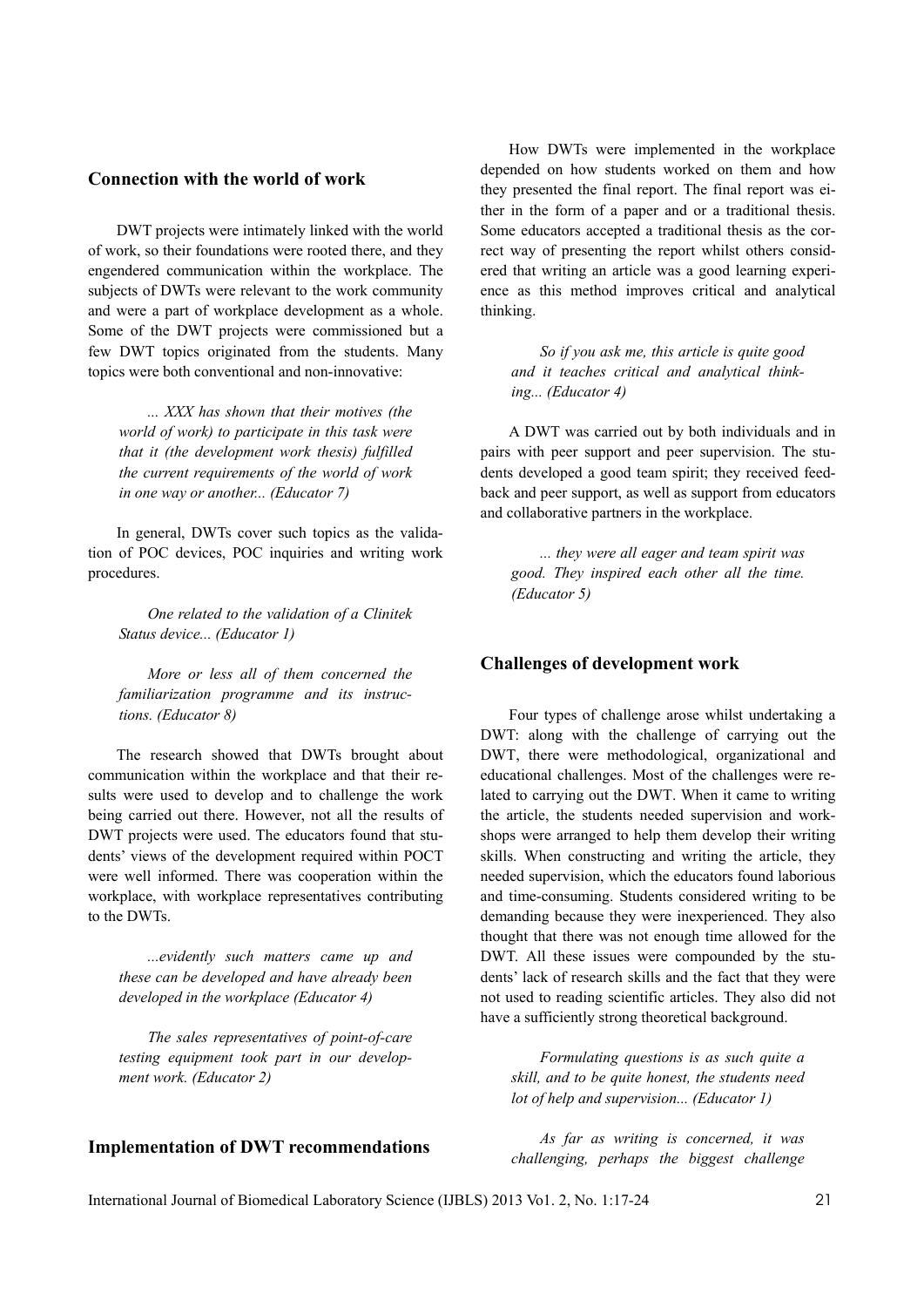## Connection with the world of work

DWT projects were intimately linked with the world of work, so their foundations were rooted there, and they engendered communication within the workplace. The subjects of DWTs were relevant to the work community and were a part of workplace development as a whole. Some of the DWT projects were commissioned but a few DWT topics originated from the students. Many topics were both conventional and non-innovative:

> *... XXX has shown that their motives (the world of work) to participate in this task were that it (the development work thesis) fulfilled the current requirements of the world of work in one way or another... (Educator 7)*

In general, DWTs cover such topics as the validation of POC devices, POC inquiries and writing work procedures.

> *One related to the validation of a Clinitek Status device... (Educator 1)*

> *More or less all of them concerned the familiarization programme and its instructions. (Educator 8)*

The research showed that DWTs brought about communication within the workplace and that their results were used to develop and to challenge the work being carried out there. However, not all the results of DWT projects were used. The educators found that students' views of the development required within POCT were well informed. There was cooperation within the workplace, with workplace representatives contributing to the DWTs.

> *...evidently such matters came up and these can be developed and have already been developed in the workplace (Educator 4)*

> *The sales representatives of point-of-care testing equipment took part in our development work. (Educator 2)*

## Implementation of DWT recommendations

How DWTs were implemented in the workplace depended on how students worked on them and how they presented the final report. The final report was either in the form of a paper and or a traditional thesis. Some educators accepted a traditional thesis as the correct way of presenting the report whilst others considered that writing an article was a good learning experience as this method improves critical and analytical thinking.

> *So if you ask me, this article is quite good and it teaches critical and analytical thinking... (Educator 4)*

A DWT was carried out by both individuals and in pairs with peer support and peer supervision. The students developed a good team spirit; they received feedback and peer support, as well as support from educators and collaborative partners in the workplace.

> *... they were all eager and team spirit was good. They inspired each other all the time. (Educator 5)*

## Challenges of development work

Four types of challenge arose whilst undertaking a DWT: along with the challenge of carrying out the DWT, there were methodological, organizational and educational challenges. Most of the challenges were related to carrying out the DWT. When it came to writing the article, the students needed supervision and workshops were arranged to help them develop their writing skills. When constructing and writing the article, they needed supervision, which the educators found laborious and time-consuming. Students considered writing to be demanding because they were inexperienced. They also thought that there was not enough time allowed for the DWT. All these issues were compounded by the students' lack of research skills and the fact that they were not used to reading scientific articles. They also did not have a sufficiently strong theoretical background.

> *Formulating questions is as such quite a skill, and to be quite honest, the students need lot of help and supervision... (Educator 1)*

> *As far as writing is concerned, it was challenging, perhaps the biggest challenge*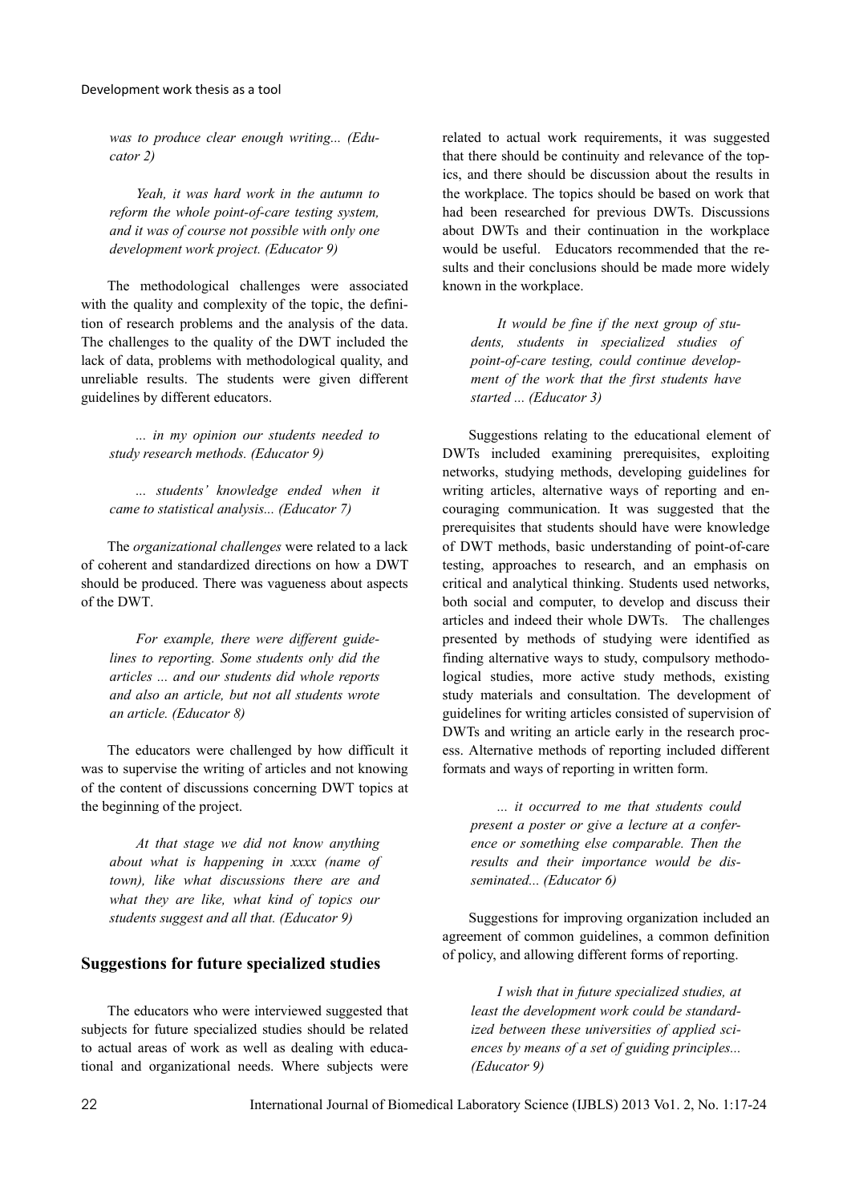*was to produce clear enough writing... (Educator 2)*

*Yeah, it was hard work in the autumn to reform the whole point-of-care testing system, and it was of course not possible with only one development work project. (Educator 9)*

The methodological challenges were associated with the quality and complexity of the topic, the definition of research problems and the analysis of the data. The challenges to the quality of the DWT included the lack of data, problems with methodological quality, and unreliable results. The students were given different guidelines by different educators.

*... in my opinion our students needed to study research methods. (Educator 9)*

*... students' knowledge ended when it came to statistical analysis... (Educator 7)*

The *organizational challenges* were related to a lack of coherent and standardized directions on how a DWT should be produced. There was vagueness about aspects of the DWT.

*For example, there were different guidelines to reporting. Some students only did the articles ... and our students did whole reports and also an article, but not all students wrote an article. (Educator 8)*

The educators were challenged by how difficult it was to supervise the writing of articles and not knowing of the content of discussions concerning DWT topics at the beginning of the project.

*At that stage we did not know anything about what is happening in xxxx (name of town), like what discussions there are and what they are like, what kind of topics our students suggest and all that. (Educator 9)*

## Suggestions for future specialized studies

The educators who were interviewed suggested that subjects for future specialized studies should be related to actual areas of work as well as dealing with educational and organizational needs. Where subjects were related to actual work requirements, it was suggested that there should be continuity and relevance of the topics, and there should be discussion about the results in the workplace. The topics should be based on work that had been researched for previous DWTs. Discussions about DWTs and their continuation in the workplace would be useful. Educators recommended that the results and their conclusions should be made more widely known in the workplace.

*It would be fine if the next group of students, students in specialized studies of point-of-care testing, could continue development of the work that the first students have started ... (Educator 3)*

Suggestions relating to the educational element of DWTs included examining prerequisites, exploiting networks, studying methods, developing guidelines for writing articles, alternative ways of reporting and encouraging communication. It was suggested that the prerequisites that students should have were knowledge of DWT methods, basic understanding of point-of-care testing, approaches to research, and an emphasis on critical and analytical thinking. Students used networks, both social and computer, to develop and discuss their articles and indeed their whole DWTs. The challenges presented by methods of studying were identified as finding alternative ways to study, compulsory methodological studies, more active study methods, existing study materials and consultation. The development of guidelines for writing articles consisted of supervision of DWTs and writing an article early in the research process. Alternative methods of reporting included different formats and ways of reporting in written form.

*... it occurred to me that students could present a poster or give a lecture at a conference or something else comparable. Then the results and their importance would be disseminated... (Educator 6)*

Suggestions for improving organization included an agreement of common guidelines, a common definition of policy, and allowing different forms of reporting.

*I wish that in future specialized studies, at least the development work could be standardized between these universities of applied sciences by means of a set of guiding principles... (Educator 9)*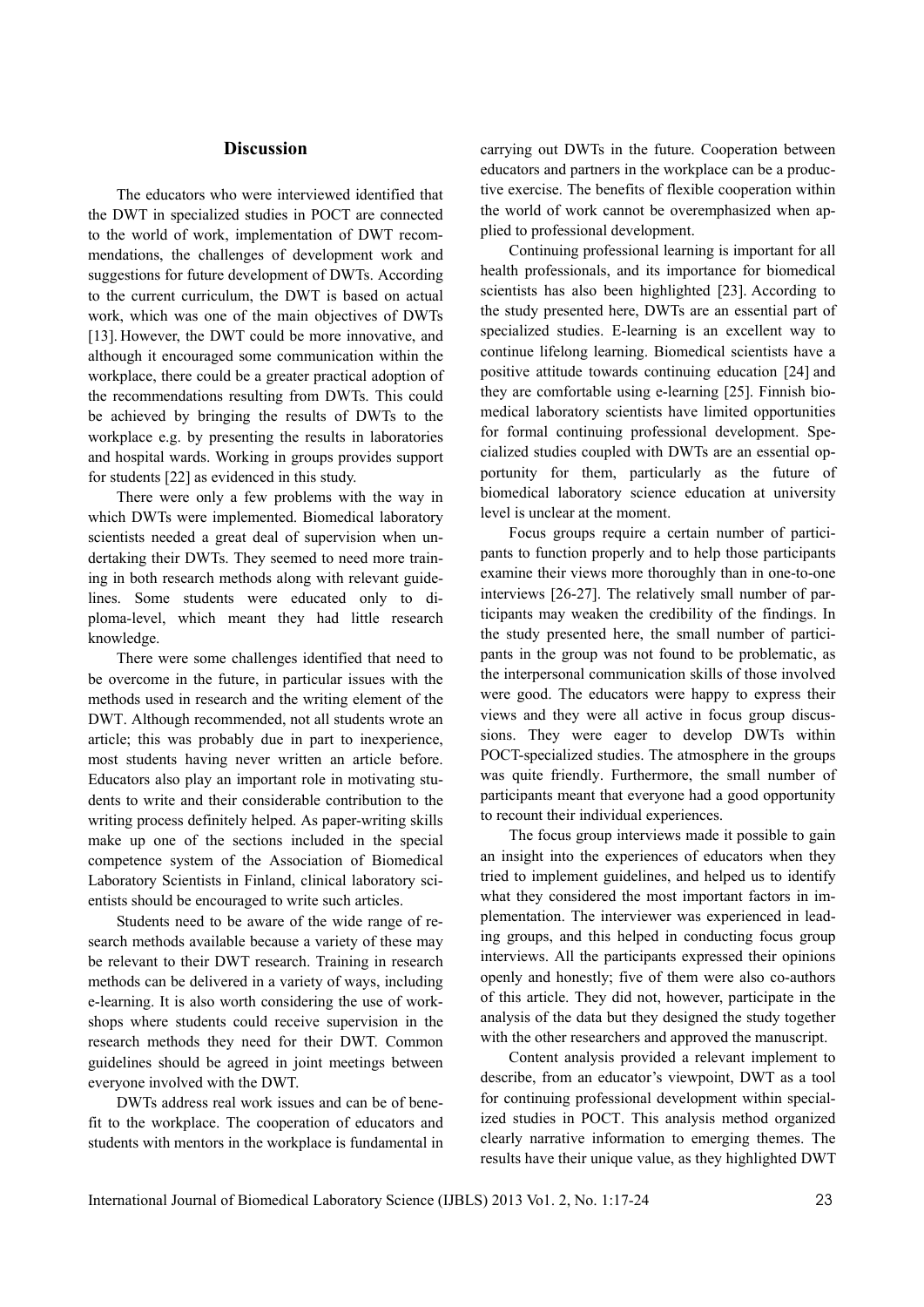## Discussion

The educators who were interviewed identified that the DWT in specialized studies in POCT are connected to the world of work, implementation of DWT recommendations, the challenges of development work and suggestions for future development of DWTs. According to the current curriculum, the DWT is based on actual work, which was one of the main objectives of DWTs [13]. However, the DWT could be more innovative, and although it encouraged some communication within the workplace, there could be a greater practical adoption of the recommendations resulting from DWTs. This could be achieved by bringing the results of DWTs to the workplace e.g. by presenting the results in laboratories and hospital wards. Working in groups provides support for students [22] as evidenced in this study.

There were only a few problems with the way in which DWTs were implemented. Biomedical laboratory scientists needed a great deal of supervision when undertaking their DWTs. They seemed to need more training in both research methods along with relevant guidelines. Some students were educated only to diploma-level, which meant they had little research knowledge.

There were some challenges identified that need to be overcome in the future, in particular issues with the methods used in research and the writing element of the DWT. Although recommended, not all students wrote an article; this was probably due in part to inexperience, most students having never written an article before. Educators also play an important role in motivating students to write and their considerable contribution to the writing process definitely helped. As paper-writing skills make up one of the sections included in the special competence system of the Association of Biomedical Laboratory Scientists in Finland, clinical laboratory scientists should be encouraged to write such articles.

Students need to be aware of the wide range of research methods available because a variety of these may be relevant to their DWT research. Training in research methods can be delivered in a variety of ways, including e-learning. It is also worth considering the use of workshops where students could receive supervision in the research methods they need for their DWT. Common guidelines should be agreed in joint meetings between everyone involved with the DWT.

DWTs address real work issues and can be of benefit to the workplace. The cooperation of educators and students with mentors in the workplace is fundamental in carrying out DWTs in the future. Cooperation between educators and partners in the workplace can be a productive exercise. The benefits of flexible cooperation within the world of work cannot be overemphasized when applied to professional development.

Continuing professional learning is important for all health professionals, and its importance for biomedical scientists has also been highlighted [23]. According to the study presented here, DWTs are an essential part of specialized studies. E-learning is an excellent way to continue lifelong learning. Biomedical scientists have a positive attitude towards continuing education [24] and they are comfortable using e-learning [25]. Finnish biomedical laboratory scientists have limited opportunities for formal continuing professional development. Specialized studies coupled with DWTs are an essential opportunity for them, particularly as the future of biomedical laboratory science education at university level is unclear at the moment.

Focus groups require a certain number of participants to function properly and to help those participants examine their views more thoroughly than in one-to-one interviews [26-27]. The relatively small number of participants may weaken the credibility of the findings. In the study presented here, the small number of participants in the group was not found to be problematic, as the interpersonal communication skills of those involved were good. The educators were happy to express their views and they were all active in focus group discussions. They were eager to develop DWTs within POCT-specialized studies. The atmosphere in the groups was quite friendly. Furthermore, the small number of participants meant that everyone had a good opportunity to recount their individual experiences.

The focus group interviews made it possible to gain an insight into the experiences of educators when they tried to implement guidelines, and helped us to identify what they considered the most important factors in implementation. The interviewer was experienced in leading groups, and this helped in conducting focus group interviews. All the participants expressed their opinions openly and honestly; five of them were also co-authors of this article. They did not, however, participate in the analysis of the data but they designed the study together with the other researchers and approved the manuscript.

Content analysis provided a relevant implement to describe, from an educator's viewpoint, DWT as a tool for continuing professional development within specialized studies in POCT. This analysis method organized clearly narrative information to emerging themes. The results have their unique value, as they highlighted DWT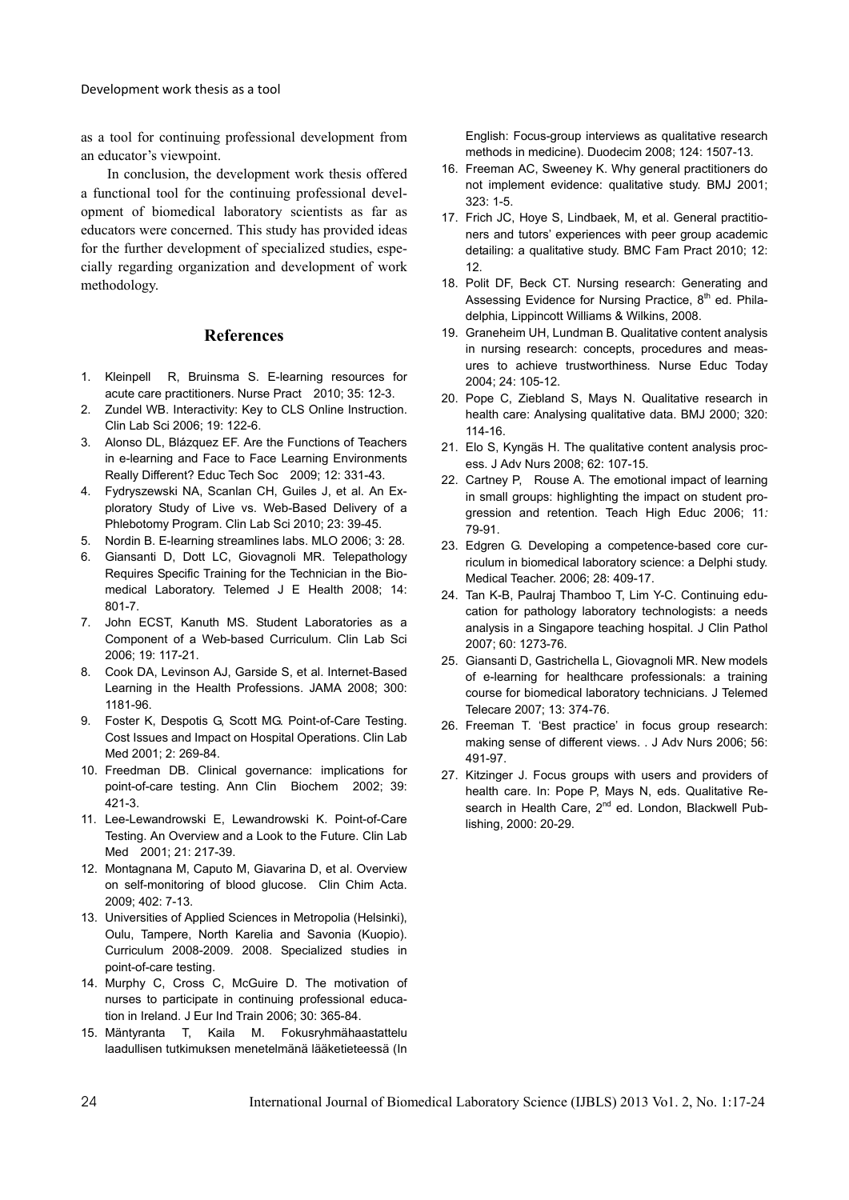as a tool for continuing professional development from an educator's viewpoint.

In conclusion, the development work thesis offered a functional tool for the continuing professional development of biomedical laboratory scientists as far as educators were concerned. This study has provided ideas for the further development of specialized studies, especially regarding organization and development of work methodology.

## References

1. Kleinpell R, Bruinsma S. E-learning resources for acute care practitioners. Nurse Pract 2010; 35: 12-3.
2. Zundel WB. Interactivity: Key to CLS Online Instruction. Clin Lab Sci 2006; 19: 122-6.
3. Alonso DL, Blázquez EF. Are the Functions of Teachers in e-learning and Face to Face Learning Environments Really Different? Educ Tech Soc 2009; 12: 331-43.
4. Fydryszewski NA, Scanlan CH, Guiles J, et al. An Exploratory Study of Live vs. Web-Based Delivery of a Phlebotomy Program. Clin Lab Sci 2010; 23: 39-45.
5. Nordin B. E-learning streamlines labs. MLO 2006; 3: 28.
6. Giansanti D, Dott LC, Giovagnoli MR. Telepathology Requires Specific Training for the Technician in the Biomedical Laboratory. Telemed J E Health 2008; 14: 801-7.
7. John ECST, Kanuth MS. Student Laboratories as a Component of a Web-based Curriculum. Clin Lab Sci 2006; 19: 117-21.
8. Cook DA, Levinson AJ, Garside S, et al. Internet-Based Learning in the Health Professions. JAMA 2008; 300: 1181-96.
9. Foster K, Despotis G, Scott MG. Point-of-Care Testing. Cost Issues and Impact on Hospital Operations. Clin Lab Med 2001; 2: 269-84.
10. Freedman DB. Clinical governance: implications for point-of-care testing. Ann Clin Biochem 2002; 39: 421-3.
11. Lee-Lewandrowski E, Lewandrowski K. Point-of-Care Testing. An Overview and a Look to the Future. Clin Lab Med 2001; 21: 217-39.
12. Montagnana M, Caputo M, Giavarina D, et al. Overview on self-monitoring of blood glucose. Clin Chim Acta. 2009; 402: 7-13.
13. Universities of Applied Sciences in Metropolia (Helsinki), Oulu, Tampere, North Karelia and Savonia (Kuopio). Curriculum 2008-2009. 2008. Specialized studies in point-of-care testing.
14. Murphy C, Cross C, McGuire D. The motivation of nurses to participate in continuing professional education in Ireland. J Eur Ind Train 2006; 30: 365-84.
15. Mäntyranta T, Kaila M. Fokusryhmähaastattelu laadullisen tutkimuksen menetelmänä lääketieteessä (In English: Focus-group interviews as qualitative research methods in medicine). Duodecim 2008; 124: 1507-13.
16. Freeman AC, Sweeney K. Why general practitioners do not implement evidence: qualitative study. BMJ 2001; 323: 1-5.
17. Frich JC, Hoye S, Lindbaek, M, et al. General practitioners and tutors' experiences with peer group academic detailing: a qualitative study. BMC Fam Pract 2010; 12: 12.
18. Polit DF, Beck CT. Nursing research: Generating and Assessing Evidence for Nursing Practice, 8th ed. Philadelphia, Lippincott Williams & Wilkins, 2008.
19. Graneheim UH, Lundman B. Qualitative content analysis in nursing research: concepts, procedures and measures to achieve trustworthiness. Nurse Educ Today 2004; 24: 105-12.
20. Pope C, Ziebland S, Mays N. Qualitative research in health care: Analysing qualitative data. BMJ 2000; 320: 114-16.
21. Elo S, Kyngäs H. The qualitative content analysis process. J Adv Nurs 2008; 62: 107-15.
22. Cartney P, Rouse A. The emotional impact of learning in small groups: highlighting the impact on student progression and retention. Teach High Educ 2006; 11: 79-91.
23. Edgren G. Developing a competence-based core curriculum in biomedical laboratory science: a Delphi study. Medical Teacher. 2006; 28: 409-17.
24. Tan K-B, Paulraj Thamboo T, Lim Y-C. Continuing education for pathology laboratory technologists: a needs analysis in a Singapore teaching hospital. J Clin Pathol 2007; 60: 1273-76.
25. Giansanti D, Gastrichella L, Giovagnoli MR. New models of e-learning for healthcare professionals: a training course for biomedical laboratory technicians. J Telemed Telecare 2007; 13: 374-76.
26. Freeman T. 'Best practice' in focus group research: making sense of different views. . J Adv Nurs 2006; 56: 491-97.
27. Kitzinger J. Focus groups with users and providers of health care. In: Pope P, Mays N, eds. Qualitative Research in Health Care, 2nd ed. London, Blackwell Publishing, 2000: 20-29.